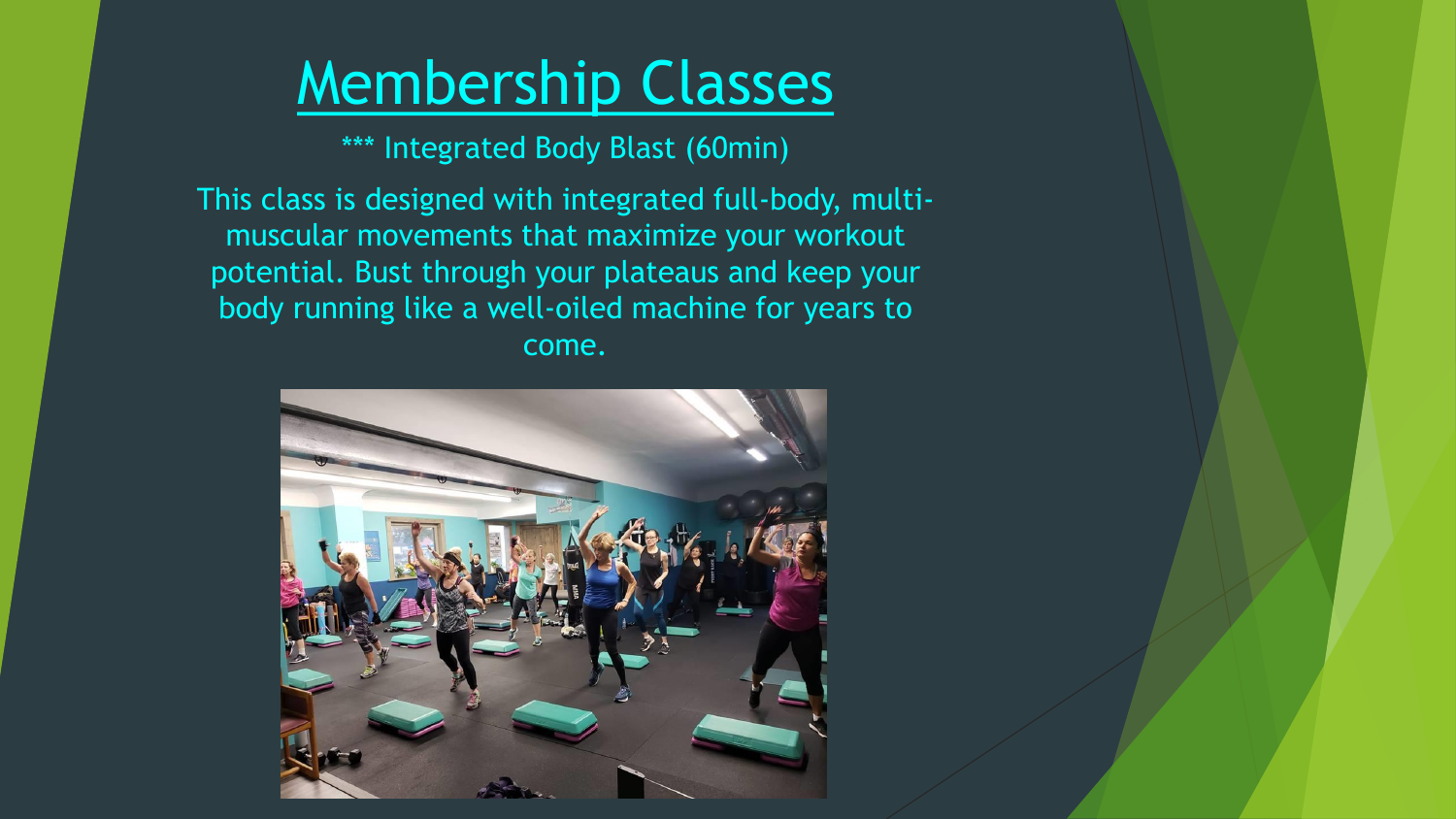# Membership Classes

\*\*\* Integrated Body Blast (60min)

This class is designed with integrated full-body, multi-muscular movements that maximize your workout potential. Bust through your plateaus and keep your body running like a well-oiled machine for years to come.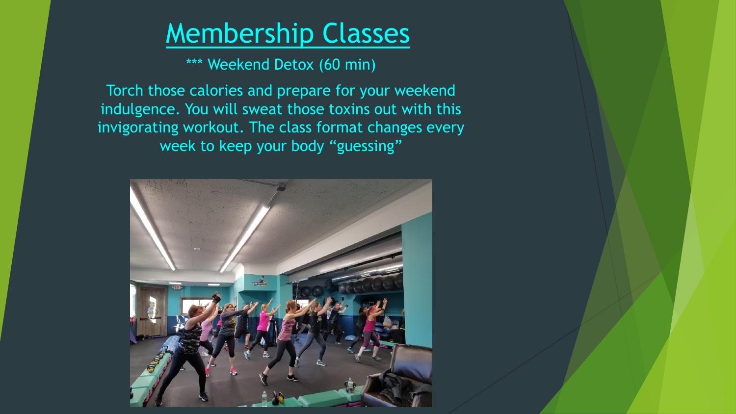# Membership Classes

*** Weekend Detox (60 min)

Torch those calories and prepare for your weekend indulgence. You will sweat those toxins out with this invigorating workout. The class format changes every week to keep your body “guessing”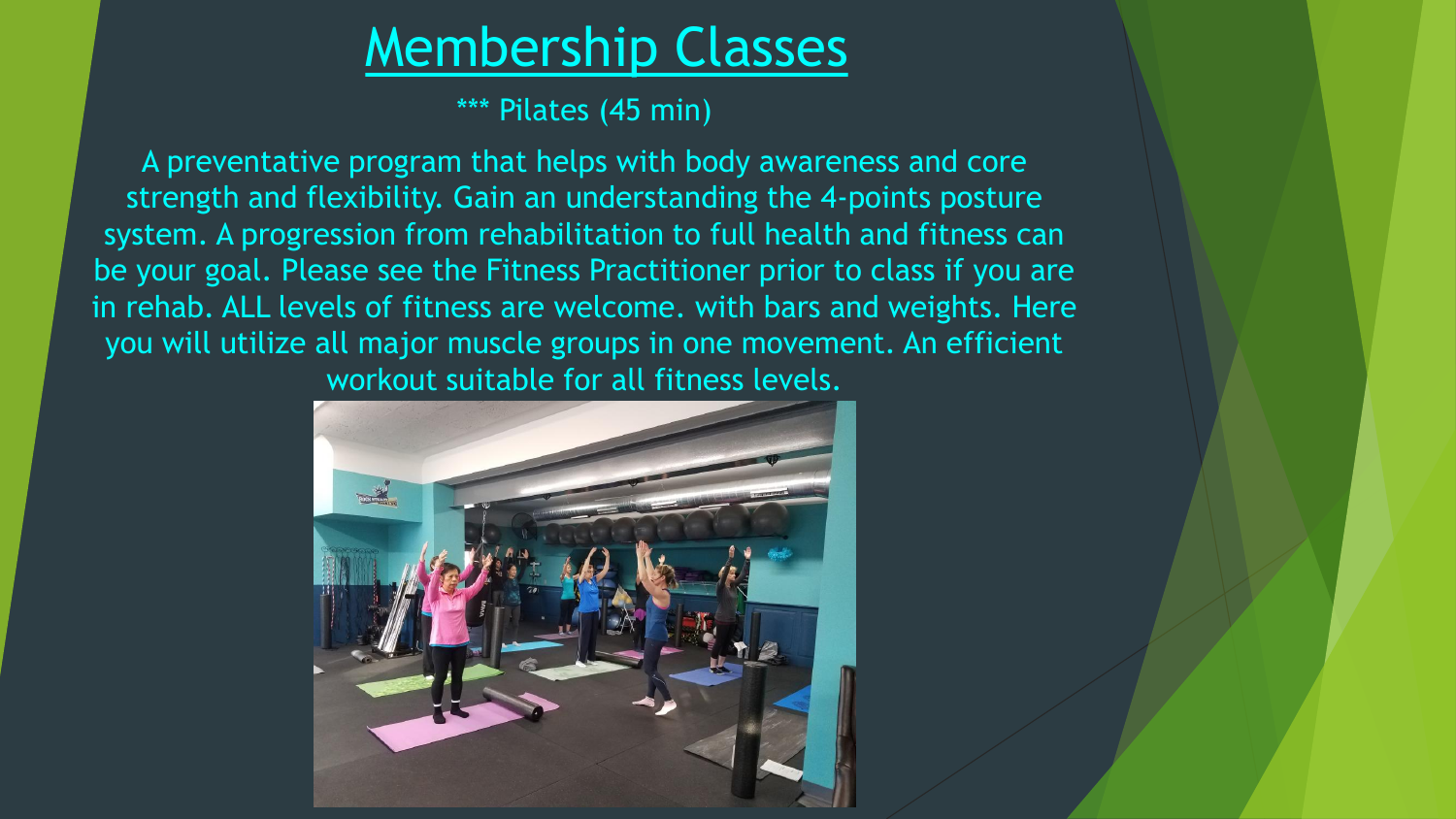# Membership Classes

*** Pilates (45 min)

A preventative program that helps with body awareness and core strength and flexibility. Gain an understanding the 4-points posture system. A progression from rehabilitation to full health and fitness can be your goal. Please see the Fitness Practitioner prior to class if you are in rehab. ALL levels of fitness are welcome. with bars and weights. Here you will utilize all major muscle groups in one movement. An efficient workout suitable for all fitness levels.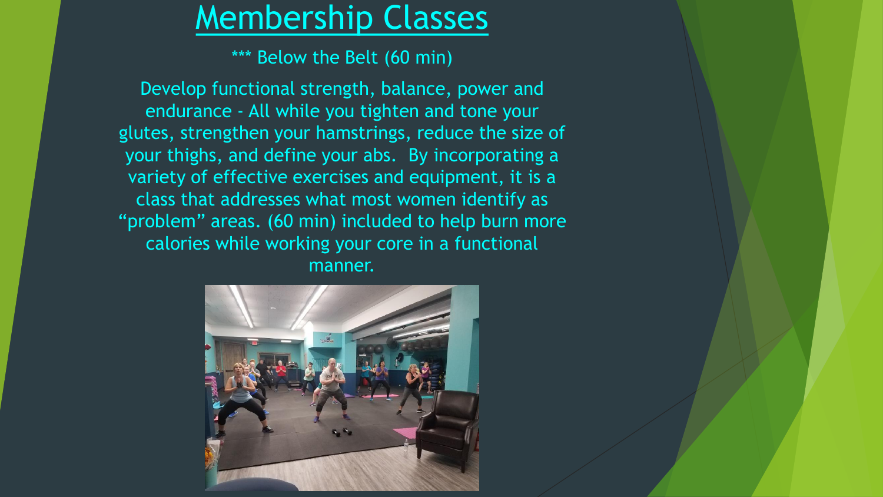# Membership Classes

*** Below the Belt (60 min)

Develop functional strength, balance, power and endurance - All while you tighten and tone your glutes, strengthen your hamstrings, reduce the size of your thighs, and define your abs. By incorporating a variety of effective exercises and equipment, it is a class that addresses what most women identify as "problem" areas. (60 min) included to help burn more calories while working your core in a functional manner.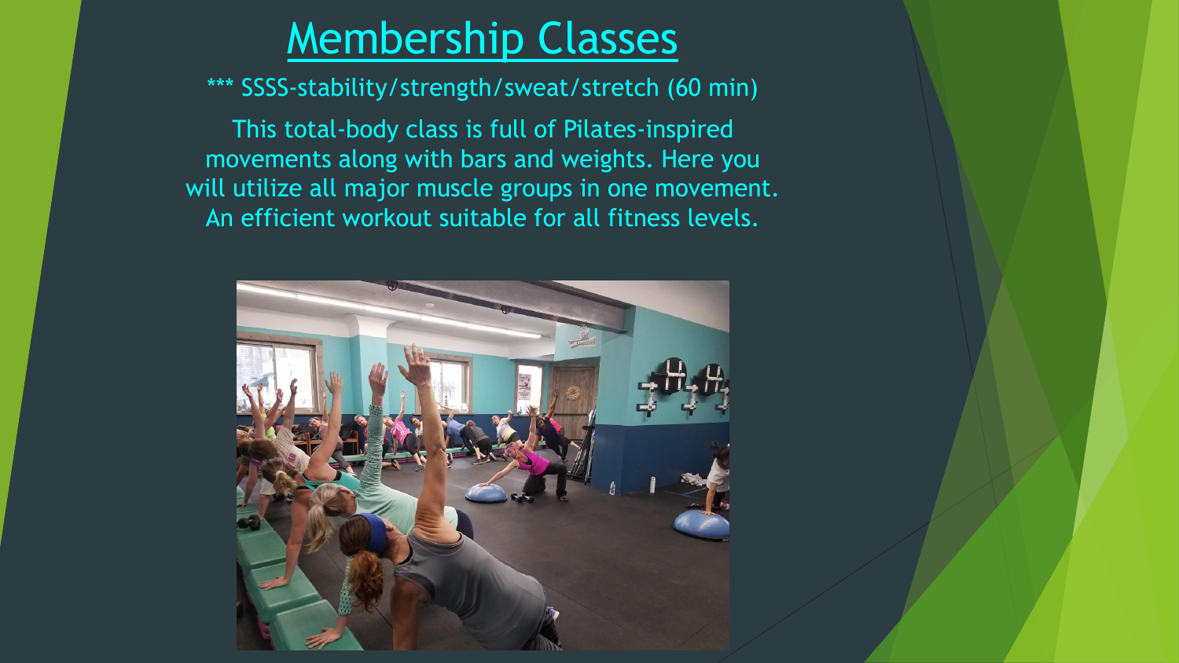# Membership Classes

*** SSSS-stability/strength/sweat/stretch (60 min)

This total-body class is full of Pilates-inspired movements along with bars and weights. Here you will utilize all major muscle groups in one movement. An efficient workout suitable for all fitness levels.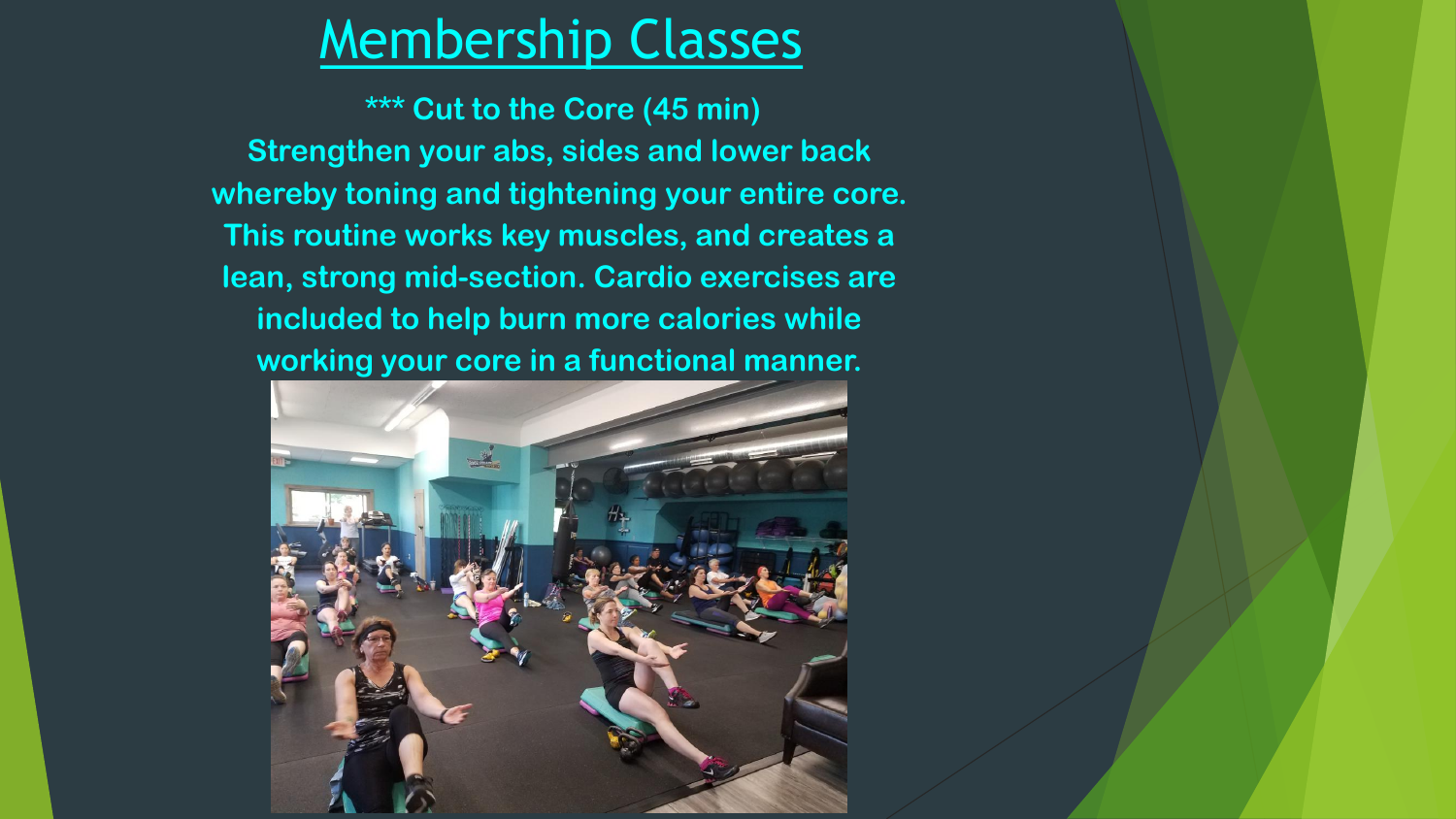# Membership Classes

**\*\*\* Cut to the Core (45 min)**

**Strengthen your abs, sides and lower back whereby toning and tightening your entire core. This routine works key muscles, and creates a lean, strong mid-section. Cardio exercises are included to help burn more calories while working your core in a functional manner.**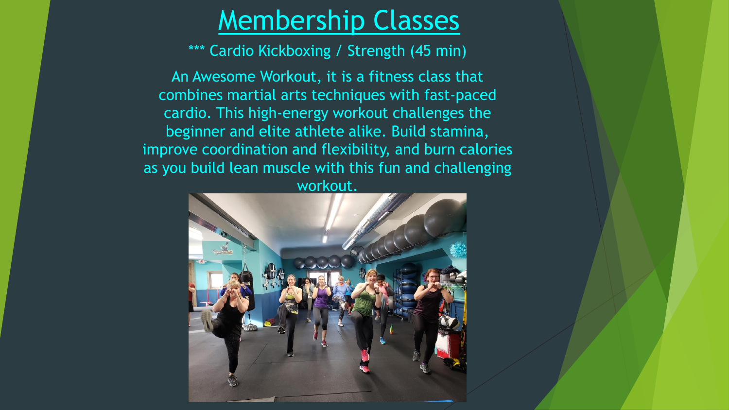# Membership Classes

*** Cardio Kickboxing / Strength (45 min)

An Awesome Workout, it is a fitness class that combines martial arts techniques with fast-paced cardio. This high-energy workout challenges the beginner and elite athlete alike. Build stamina, improve coordination and flexibility, and burn calories as you build lean muscle with this fun and challenging workout.